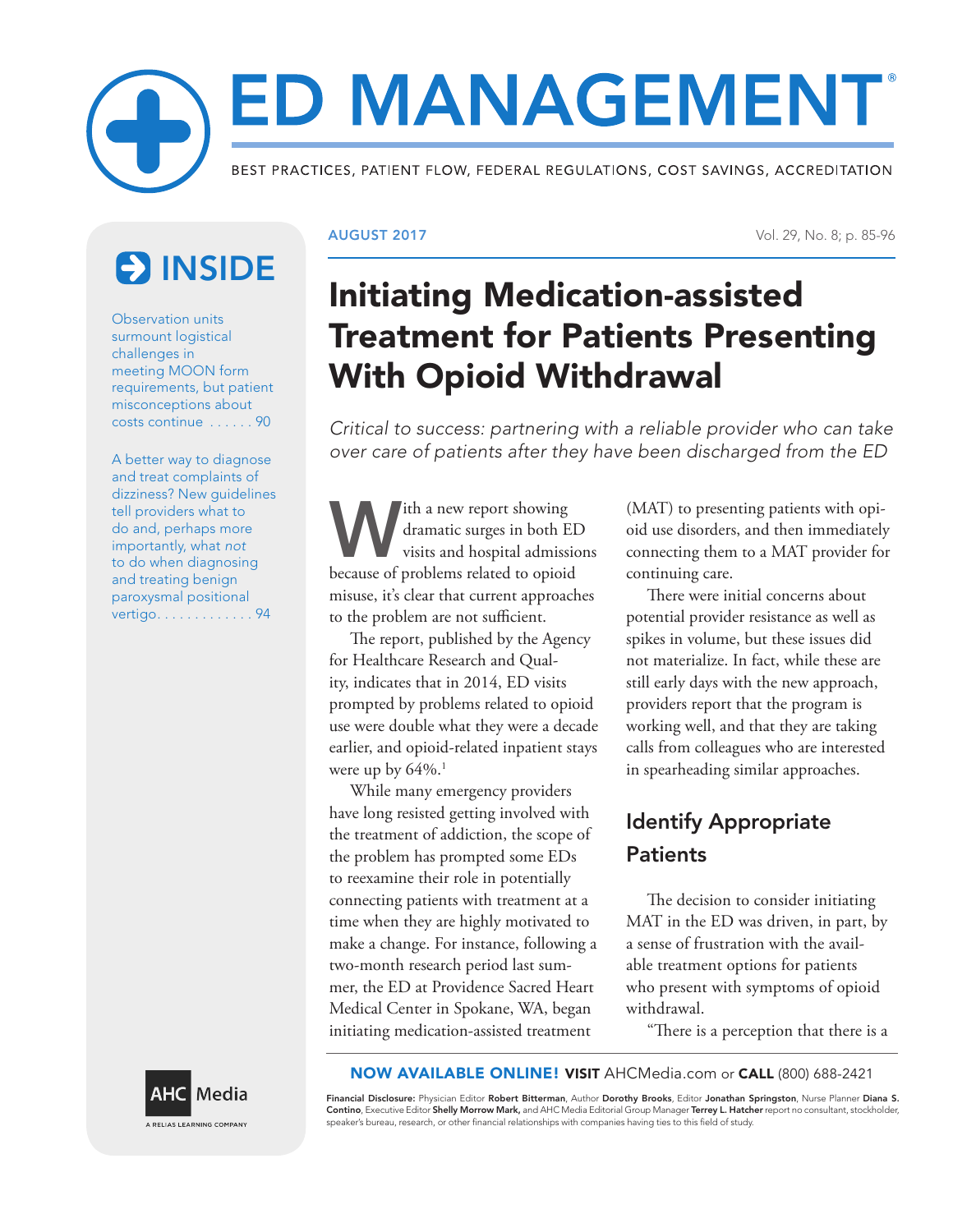# ED MANAGEMENT®

BEST PRACTICES, PATIENT FLOW, FEDERAL REGULATIONS, COST SAVINGS, ACCREDITATION

## INSIDE

Observation units surmount logistical challenges in meeting MOON form requirements, but patient misconceptions about costs continue . . . . . . 90

A better way to diagnose and treat complaints of dizziness? New guidelines tell providers what to do and, perhaps more importantly, what *not* to do when diagnosing and treating benign paroxysmal positional vertigo. . . . . . . . . . . . . 94

AUGUST 2017

# Initiating Medication-assisted Treatment for Patients Presenting With Opioid Withdrawal

*Critical to success: partnering with a reliable provider who can take over care of patients after they have been discharged from the ED*

With a new report showing dramatic surges in both ED visits and hospital admissions because of problems related to opioid misuse, it's clear that current approaches to the problem are not sufficient.

The report, published by the Agency for Healthcare Research and Quality, indicates that in 2014, ED visits prompted by problems related to opioid use were double what they were a decade earlier, and opioid-related inpatient stays were up by 64%.[1]

While many emergency providers have long resisted getting involved with the treatment of addiction, the scope of the problem has prompted some EDs to reexamine their role in potentially connecting patients with treatment at a time when they are highly motivated to make a change. For instance, following a two-month research period last summer, the ED at Providence Sacred Heart Medical Center in Spokane, WA, began initiating medication-assisted treatment (MAT) to presenting patients with opioid use disorders, and then immediately connecting them to a MAT provider for continuing care.

There were initial concerns about potential provider resistance as well as spikes in volume, but these issues did not materialize. In fact, while these are still early days with the new approach, providers report that the program is working well, and that they are taking calls from colleagues who are interested in spearheading similar approaches.

## Identify Appropriate Patients

The decision to consider initiating MAT in the ED was driven, in part, by a sense of frustration with the available treatment options for patients who present with symptoms of opioid withdrawal.

"There is a perception that there is a

**NOW AVAILABLE ONLINE! VISIT** AHCMedia.com or **CALL** (800) 688-2421

**Financial Disclosure:** Physician Editor **Robert Bitterman**, Author **Dorothy Brooks**, Editor **Jonathan Springston**, Nurse Planner **Diana S. Contino**, Executive Editor **Shelly Morrow Mark,** and AHC Media Editorial Group Manager **Terrey L. Hatcher** report no consultant, stockholder, speaker's bureau, research, or other financial relationships with companies having ties to this field of study.

AHC Media
A RELIAS LEARNING COMPANY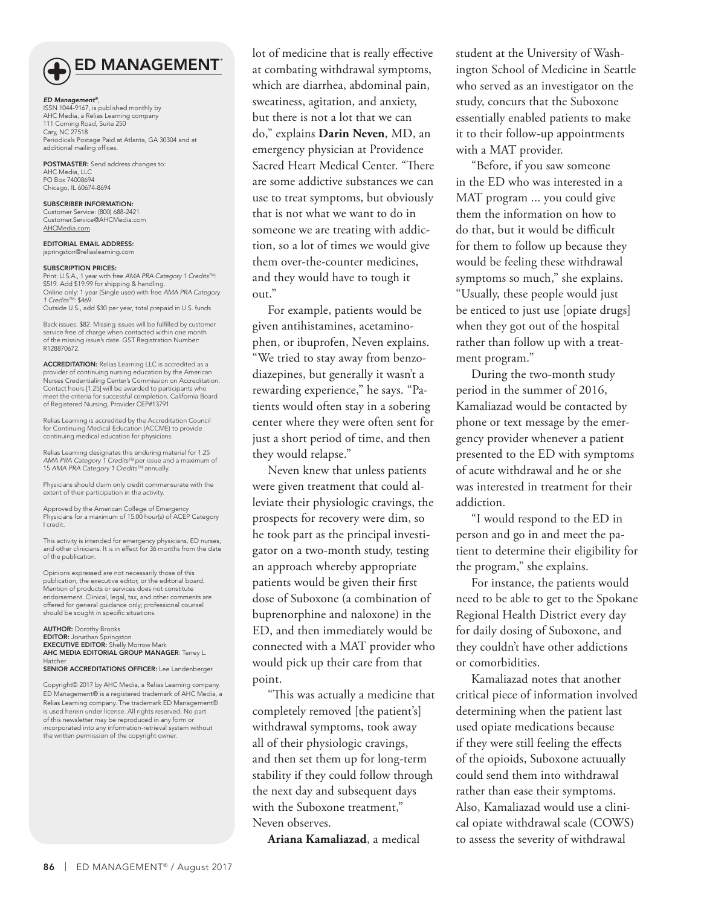## ED MANAGEMENT

*ED Management®*,
ISSN 1044-9167, is published monthly by
AHC Media, a Relias Learning company
111 Corning Road, Suite 250
Cary, NC 27518
Periodicals Postage Paid at Atlanta, GA 30304 and at additional mailing offices.

**POSTMASTER:** Send address changes to:
AHC Media, LLC
PO Box 74008694
Chicago, IL 60674-8694

**SUBSCRIBER INFORMATION:**
Customer Service: (800) 688-2421
Customer.Service@AHCMedia.com
AHCMedia.com

**EDITORIAL EMAIL ADDRESS:**
jspringston@reliaslearning.com

**SUBSCRIPTION PRICES:**
Print: U.S.A., 1 year with free *AMA PRA Category 1 Credits™*: $519. Add $19.99 for shipping & handling.
Online only: 1 year (Single user) with free *AMA PRA Category 1 Credits™*: $469
Outside U.S., add $30 per year, total prepaid in U.S. funds

Back issues: $82. Missing issues will be fulfilled by customer service free of charge when contacted within one month of the missing issue's date. GST Registration Number: R128870672.

**ACCREDITATION:** Relias Learning LLC is accredited as a provider of continuing nursing education by the American Nurses Credentialing Center's Commission on Accreditation. Contact hours [1.25] will be awarded to participants who meet the criteria for successful completion. California Board of Registered Nursing, Provider CEP#13791.

Relias Learning is accredited by the Accreditation Council for Continuing Medical Education (ACCME) to provide continuing medical education for physicians.

Relias Learning designates this enduring material for 1.25 *AMA PRA Category 1 Credits™* per issue and a maximum of 15 *AMA PRA Category 1 Credits™* annually.

Physicians should claim only credit commensurate with the extent of their participation in the activity.

Approved by the American College of Emergency Physicians for a maximum of 15.00 hour(s) of ACEP Category I credit.

This activity is intended for emergency physicians, ED nurses, and other clinicians. It is in effect for 36 months from the date of the publication.

Opinions expressed are not necessarily those of this publication, the executive editor, or the editorial board. Mention of products or services does not constitute endorsement. Clinical, legal, tax, and other comments are offered for general guidance only; professional counsel should be sought in specific situations.

**AUTHOR:** Dorothy Brooks
**EDITOR:** Jonathan Springston
**EXECUTIVE EDITOR:** Shelly Morrow Mark
**AHC MEDIA EDITORIAL GROUP MANAGER:** Terrey L. Hatcher
**SENIOR ACCREDITATIONS OFFICER:** Lee Landenberger

Copyright© 2017 by AHC Media, a Relias Learning company. ED Management® is a registered trademark of AHC Media, a Relias Learning company. The trademark ED Management® is used herein under license. All rights reserved. No part of this newsletter may be reproduced in any form or incorporated into any information-retrieval system without the written permission of the copyright owner.

lot of medicine that is really effective at combating withdrawal symptoms, which are diarrhea, abdominal pain, sweatiness, agitation, and anxiety, but there is not a lot that we can do," explains **Darin Neven**, MD, an emergency physician at Providence Sacred Heart Medical Center. "There are some addictive substances we can use to treat symptoms, but obviously that is not what we want to do in someone we are treating with addiction, so a lot of times we would give them over-the-counter medicines, and they would have to tough it out."

For example, patients would be given antihistamines, acetaminophen, or ibuprofen, Neven explains. "We tried to stay away from benzodiazepines, but generally it wasn't a rewarding experience," he says. "Patients would often stay in a sobering center where they were often sent for just a short period of time, and then they would relapse."

Neven knew that unless patients were given treatment that could alleviate their physiologic cravings, the prospects for recovery were dim, so he took part as the principal investigator on a two-month study, testing an approach whereby appropriate patients would be given their first dose of Suboxone (a combination of buprenorphine and naloxone) in the ED, and then immediately would be connected with a MAT provider who would pick up their care from that point.

"This was actually a medicine that completely removed [the patient's] withdrawal symptoms, took away all of their physiologic cravings, and then set them up for long-term stability if they could follow through the next day and subsequent days with the Suboxone treatment," Neven observes.

**Ariana Kamaliazad**, a medical student at the University of Washington School of Medicine in Seattle who served as an investigator on the study, concurs that the Suboxone essentially enabled patients to make it to their follow-up appointments with a MAT provider.

"Before, if you saw someone in the ED who was interested in a MAT program ... you could give them the information on how to do that, but it would be difficult for them to follow up because they would be feeling these withdrawal symptoms so much," she explains. "Usually, these people would just be enticed to just use [opiate drugs] when they got out of the hospital rather than follow up with a treatment program."

During the two-month study period in the summer of 2016, Kamaliazad would be contacted by phone or text message by the emergency provider whenever a patient presented to the ED with symptoms of acute withdrawal and he or she was interested in treatment for their addiction.

"I would respond to the ED in person and go in and meet the patient to determine their eligibility for the program," she explains.

For instance, the patients would need to be able to get to the Spokane Regional Health District every day for daily dosing of Suboxone, and they couldn't have other addictions or comorbidities.

Kamaliazad notes that another critical piece of information involved determining when the patient last used opiate medications because if they were still feeling the effects of the opioids, Suboxone actuually could send them into withdrawal rather than ease their symptoms. Also, Kamaliazad would use a clinical opiate withdrawal scale (COWS) to assess the severity of withdrawal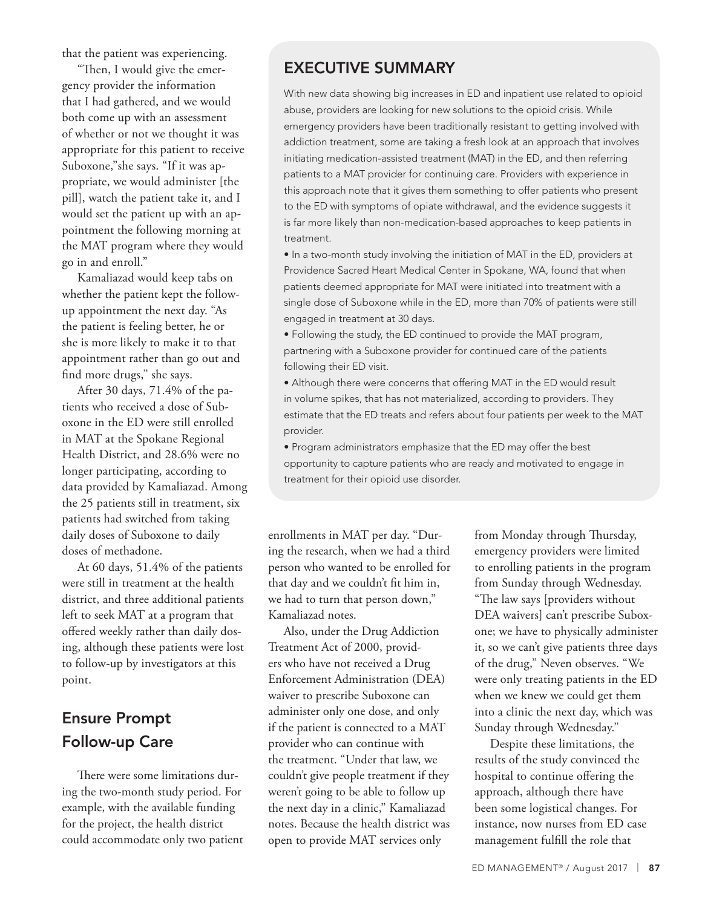that the patient was experiencing.

"Then, I would give the emergency provider the information that I had gathered, and we would both come up with an assessment of whether or not we thought it was appropriate for this patient to receive Suboxone,"she says. "If it was appropriate, we would administer [the pill], watch the patient take it, and I would set the patient up with an appointment the following morning at the MAT program where they would go in and enroll."

Kamaliazad would keep tabs on whether the patient kept the follow-up appointment the next day. "As the patient is feeling better, he or she is more likely to make it to that appointment rather than go out and find more drugs," she says.

After 30 days, 71.4% of the patients who received a dose of Suboxone in the ED were still enrolled in MAT at the Spokane Regional Health District, and 28.6% were no longer participating, according to data provided by Kamaliazad. Among the 25 patients still in treatment, six patients had switched from taking daily doses of Suboxone to daily doses of methadone.

At 60 days, 51.4% of the patients were still in treatment at the health district, and three additional patients left to seek MAT at a program that offered weekly rather than daily dosing, although these patients were lost to follow-up by investigators at this point.

## EXECUTIVE SUMMARY

With new data showing big increases in ED and inpatient use related to opioid abuse, providers are looking for new solutions to the opioid crisis. While emergency providers have been traditionally resistant to getting involved with addiction treatment, some are taking a fresh look at an approach that involves initiating medication-assisted treatment (MAT) in the ED, and then referring patients to a MAT provider for continuing care. Providers with experience in this approach note that it gives them something to offer patients who present to the ED with symptoms of opiate withdrawal, and the evidence suggests it is far more likely than non-medication-based approaches to keep patients in treatment.

- In a two-month study involving the initiation of MAT in the ED, providers at Providence Sacred Heart Medical Center in Spokane, WA, found that when patients deemed appropriate for MAT were initiated into treatment with a single dose of Suboxone while in the ED, more than 70% of patients were still engaged in treatment at 30 days.
- Following the study, the ED continued to provide the MAT program, partnering with a Suboxone provider for continued care of the patients following their ED visit.
- Although there were concerns that offering MAT in the ED would result in volume spikes, that has not materialized, according to providers. They estimate that the ED treats and refers about four patients per week to the MAT provider.
- Program administrators emphasize that the ED may offer the best opportunity to capture patients who are ready and motivated to engage in treatment for their opioid use disorder.

## Ensure Prompt Follow-up Care

There were some limitations during the two-month study period. For example, with the available funding for the project, the health district could accommodate only two patient enrollments in MAT per day. "During the research, when we had a third person who wanted to be enrolled for that day and we couldn't fit him in, we had to turn that person down," Kamaliazad says.

Also, under the Drug Addiction Treatment Act of 2000, providers who have not received a Drug Enforcement Administration (DEA) waiver to prescribe Suboxone can administer only one dose, and only if the patient is connected to a MAT provider who can continue with the treatment. "Under that law, we couldn't give people treatment if they weren't going to be able to follow up the next day in a clinic," Kamaliazad notes. Because the health district was open to provide MAT services only from Monday through Thursday, emergency providers were limited to enrolling patients in the program from Sunday through Wednesday. "The law says [providers without DEA waivers] can't prescribe Suboxone; we have to physically administer it, so we can't give patients three days of the drug," Neven observes. "We were only treating patients in the ED when we knew we could get them into a clinic the next day, which was Sunday through Wednesday."

Despite these limitations, the results of the study convinced the hospital to continue offering the approach, although there have been some logistical changes. For instance, now nurses from ED case management fulfill the role that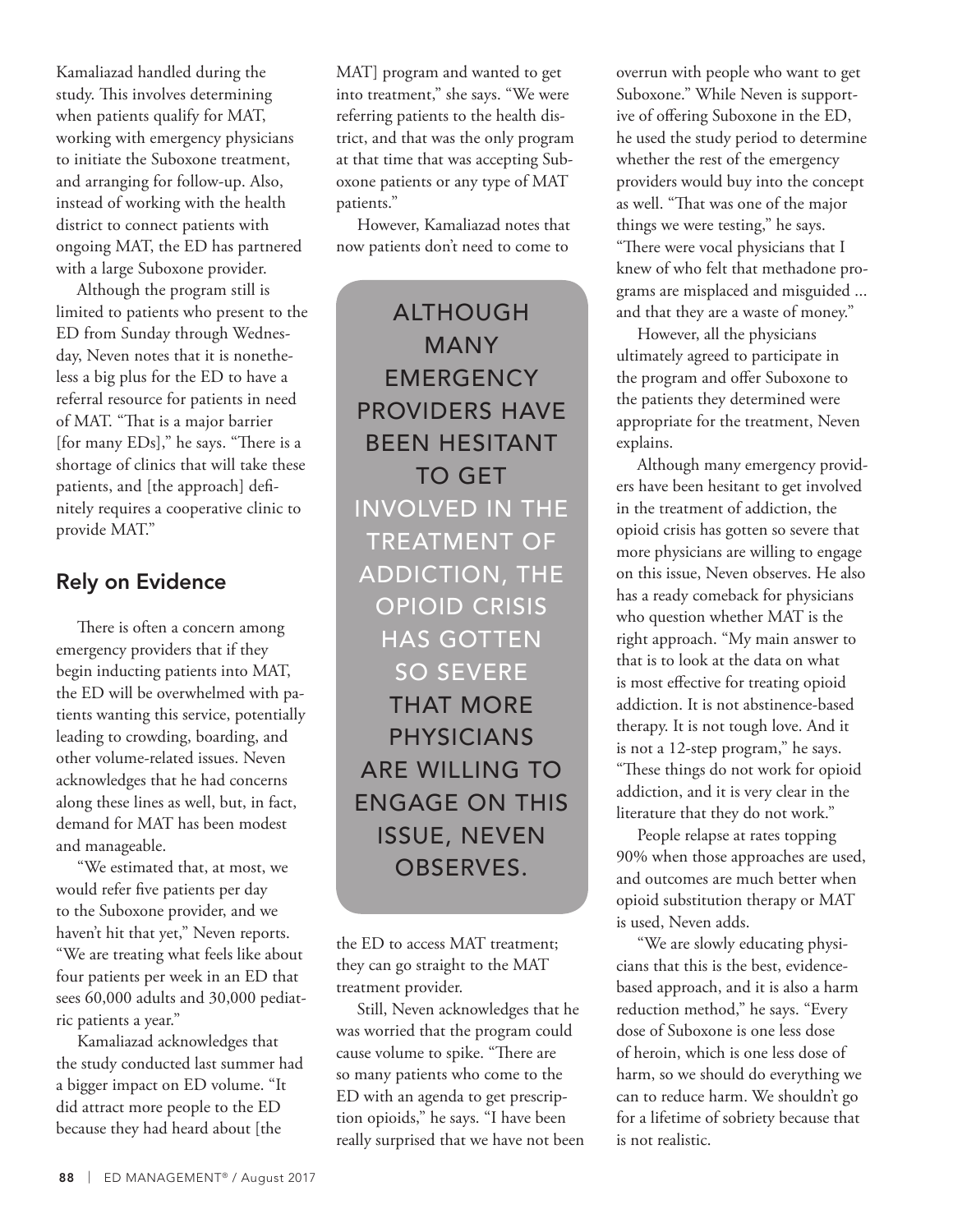Kamaliazad handled during the study. This involves determining when patients qualify for MAT, working with emergency physicians to initiate the Suboxone treatment, and arranging for follow-up. Also, instead of working with the health district to connect patients with ongoing MAT, the ED has partnered with a large Suboxone provider.

Although the program still is limited to patients who present to the ED from Sunday through Wednesday, Neven notes that it is nonetheless a big plus for the ED to have a referral resource for patients in need of MAT. "That is a major barrier [for many EDs]," he says. "There is a shortage of clinics that will take these patients, and [the approach] definitely requires a cooperative clinic to provide MAT."

## Rely on Evidence

There is often a concern among emergency providers that if they begin inducting patients into MAT, the ED will be overwhelmed with patients wanting this service, potentially leading to crowding, boarding, and other volume-related issues. Neven acknowledges that he had concerns along these lines as well, but, in fact, demand for MAT has been modest and manageable.

"We estimated that, at most, we would refer five patients per day to the Suboxone provider, and we haven't hit that yet," Neven reports. "We are treating what feels like about four patients per week in an ED that sees 60,000 adults and 30,000 pediatric patients a year."

Kamaliazad acknowledges that the study conducted last summer had a bigger impact on ED volume. "It did attract more people to the ED because they had heard about [the MAT] program and wanted to get into treatment," she says. "We were referring patients to the health district, and that was the only program at that time that was accepting Suboxone patients or any type of MAT patients."

However, Kamaliazad notes that now patients don't need to come to the ED to access MAT treatment; they can go straight to the MAT treatment provider.

> ALTHOUGH MANY EMERGENCY PROVIDERS HAVE BEEN HESITANT TO GET INVOLVED IN THE TREATMENT OF ADDICTION, THE OPIOID CRISIS HAS GOTTEN SO SEVERE THAT MORE PHYSICIANS ARE WILLING TO ENGAGE ON THIS ISSUE, NEVEN OBSERVES.

Still, Neven acknowledges that he was worried that the program could cause volume to spike. "There are so many patients who come to the ED with an agenda to get prescription opioids," he says. "I have been really surprised that we have not been overrun with people who want to get Suboxone." While Neven is supportive of offering Suboxone in the ED, he used the study period to determine whether the rest of the emergency providers would buy into the concept as well. "That was one of the major things we were testing," he says. "There were vocal physicians that I knew of who felt that methadone programs are misplaced and misguided ... and that they are a waste of money."

However, all the physicians ultimately agreed to participate in the program and offer Suboxone to the patients they determined were appropriate for the treatment, Neven explains.

Although many emergency providers have been hesitant to get involved in the treatment of addiction, the opioid crisis has gotten so severe that more physicians are willing to engage on this issue, Neven observes. He also has a ready comeback for physicians who question whether MAT is the right approach. "My main answer to that is to look at the data on what is most effective for treating opioid addiction. It is not abstinence-based therapy. It is not tough love. And it is not a 12-step program," he says. "These things do not work for opioid addiction, and it is very clear in the literature that they do not work."

People relapse at rates topping 90% when those approaches are used, and outcomes are much better when opioid substitution therapy or MAT is used, Neven adds.

"We are slowly educating physicians that this is the best, evidence-based approach, and it is also a harm reduction method," he says. "Every dose of Suboxone is one less dose of heroin, which is one less dose of harm, so we should do everything we can to reduce harm. We shouldn't go for a lifetime of sobriety because that is not realistic.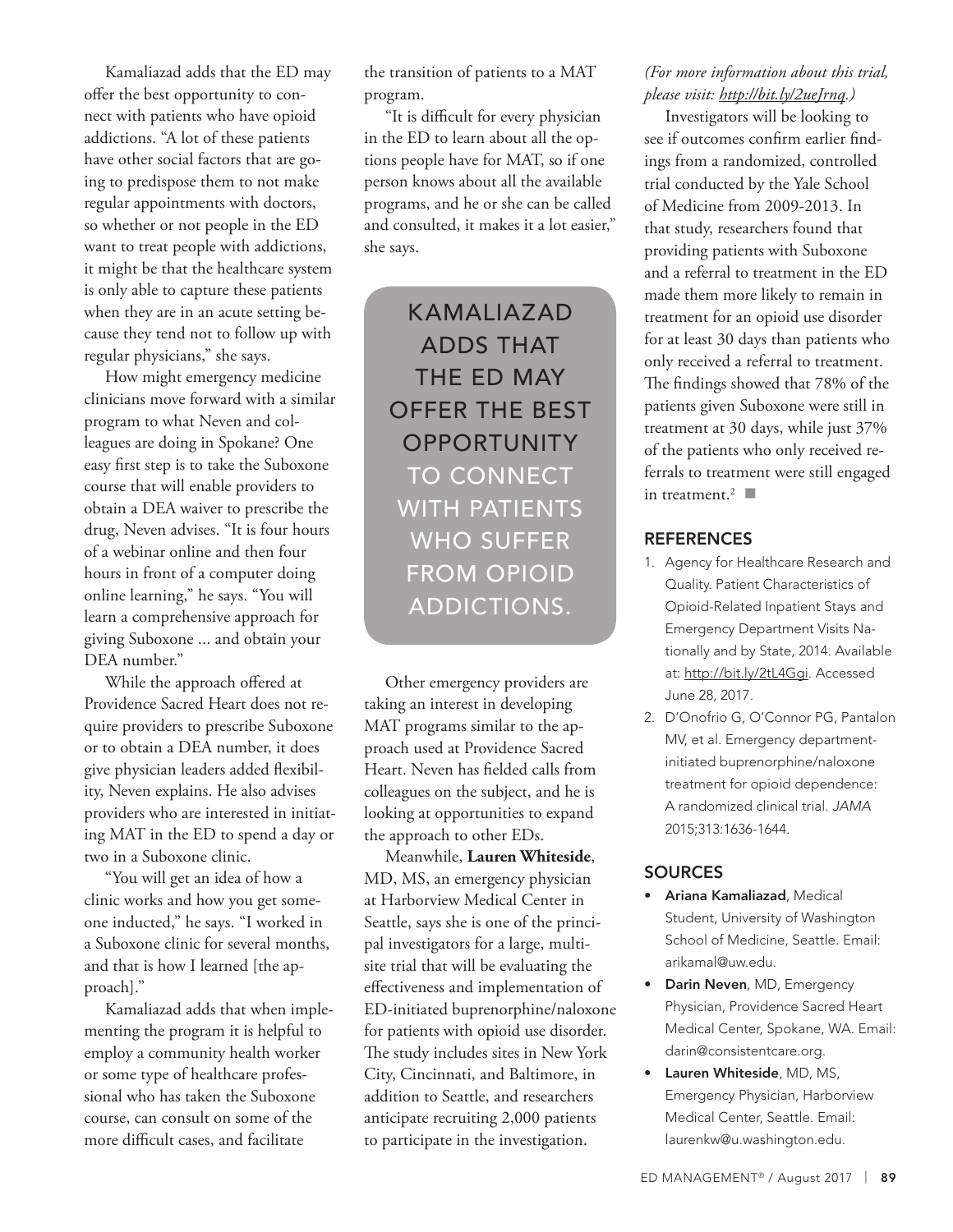Kamaliazad adds that the ED may offer the best opportunity to connect with patients who have opioid addictions. "A lot of these patients have other social factors that are going to predispose them to not make regular appointments with doctors, so whether or not people in the ED want to treat people with addictions, it might be that the healthcare system is only able to capture these patients when they are in an acute setting because they tend not to follow up with regular physicians," she says.

How might emergency medicine clinicians move forward with a similar program to what Neven and colleagues are doing in Spokane? One easy first step is to take the Suboxone course that will enable providers to obtain a DEA waiver to prescribe the drug, Neven advises. "It is four hours of a webinar online and then four hours in front of a computer doing online learning," he says. "You will learn a comprehensive approach for giving Suboxone ... and obtain your DEA number."

While the approach offered at Providence Sacred Heart does not require providers to prescribe Suboxone or to obtain a DEA number, it does give physician leaders added flexibility, Neven explains. He also advises providers who are interested in initiating MAT in the ED to spend a day or two in a Suboxone clinic.

"You will get an idea of how a clinic works and how you get someone inducted," he says. "I worked in a Suboxone clinic for several months, and that is how I learned [the approach]."

Kamaliazad adds that when implementing the program it is helpful to employ a community health worker or some type of healthcare professional who has taken the Suboxone course, can consult on some of the more difficult cases, and facilitate the transition of patients to a MAT program.

"It is difficult for every physician in the ED to learn about all the options people have for MAT, so if one person knows about all the available programs, and he or she can be called and consulted, it makes it a lot easier," she says.

> KAMALIAZAD ADDS THAT THE ED MAY OFFER THE BEST OPPORTUNITY TO CONNECT WITH PATIENTS WHO SUFFER FROM OPIOID ADDICTIONS.

Other emergency providers are taking an interest in developing MAT programs similar to the approach used at Providence Sacred Heart. Neven has fielded calls from colleagues on the subject, and he is looking at opportunities to expand the approach to other EDs.

Meanwhile, **Lauren Whiteside**, MD, MS, an emergency physician at Harborview Medical Center in Seattle, says she is one of the principal investigators for a large, multi-site trial that will be evaluating the effectiveness and implementation of ED-initiated buprenorphine/naloxone for patients with opioid use disorder. The study includes sites in New York City, Cincinnati, and Baltimore, in addition to Seattle, and researchers anticipate recruiting 2,000 patients to participate in the investigation.

*(For more information about this trial, please visit: http://bit.ly/2ueJrnq.)*

Investigators will be looking to see if outcomes confirm earlier findings from a randomized, controlled trial conducted by the Yale School of Medicine from 2009-2013. In that study, researchers found that providing patients with Suboxone and a referral to treatment in the ED made them more likely to remain in treatment for an opioid use disorder for at least 30 days than patients who only received a referral to treatment. The findings showed that 78% of the patients given Suboxone were still in treatment at 30 days, while just 37% of the patients who only received referrals to treatment were still engaged in treatment.[2] ■

## REFERENCES

1. Agency for Healthcare Research and Quality. Patient Characteristics of Opioid-Related Inpatient Stays and Emergency Department Visits Nationally and by State, 2014. Available at: http://bit.ly/2tL4Ggi. Accessed June 28, 2017.
2. D'Onofrio G, O'Connor PG, Pantalon MV, et al. Emergency department-initiated buprenorphine/naloxone treatment for opioid dependence: A randomized clinical trial. *JAMA* 2015;313:1636-1644.

## SOURCES

- **Ariana Kamaliazad**, Medical Student, University of Washington School of Medicine, Seattle. Email: arikamal@uw.edu.
- **Darin Neven**, MD, Emergency Physician, Providence Sacred Heart Medical Center, Spokane, WA. Email: darin@consistentcare.org.
- **Lauren Whiteside**, MD, MS, Emergency Physician, Harborview Medical Center, Seattle. Email: laurenkw@u.washington.edu.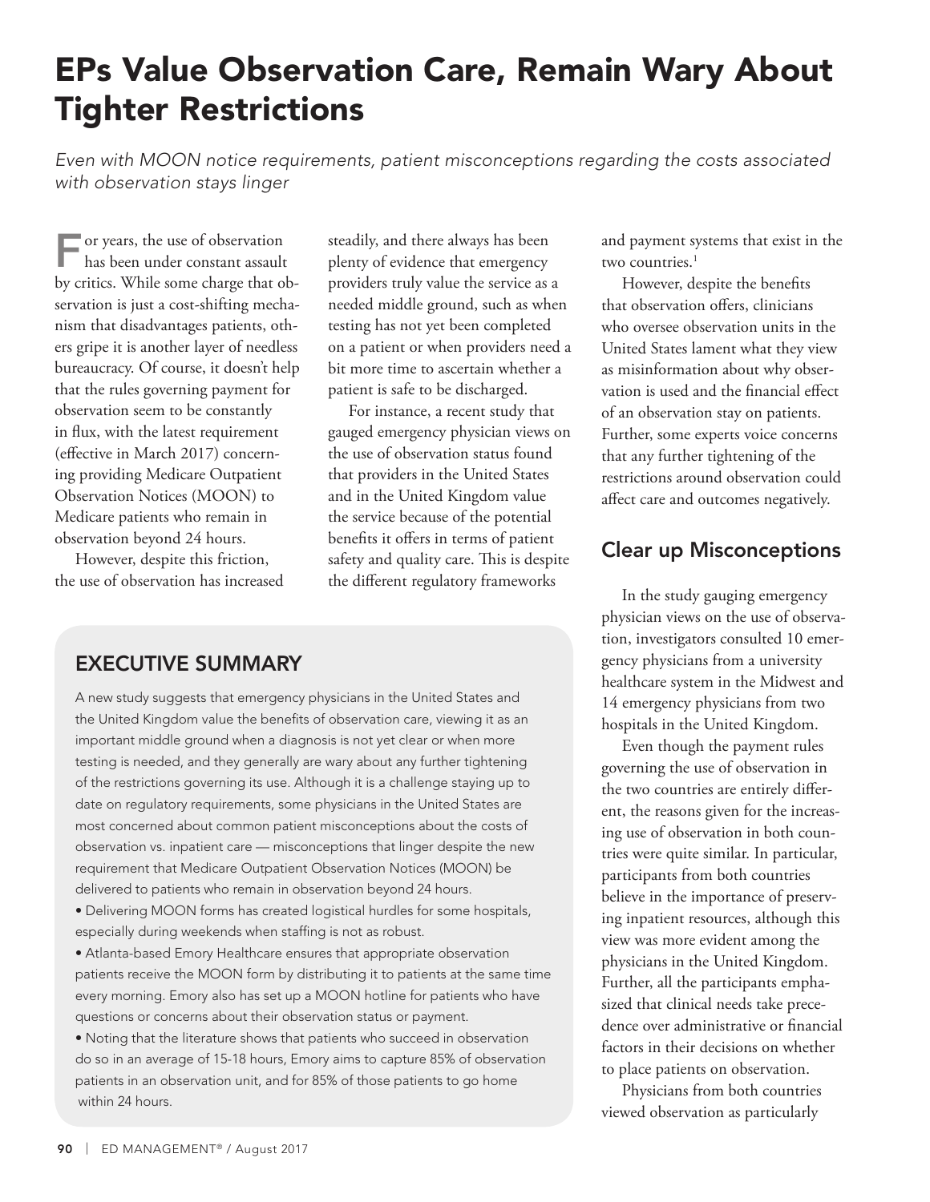# EPs Value Observation Care, Remain Wary About Tighter Restrictions

*Even with MOON notice requirements, patient misconceptions regarding the costs associated with observation stays linger*

For years, the use of observation has been under constant assault by critics. While some charge that observation is just a cost-shifting mechanism that disadvantages patients, others gripe it is another layer of needless bureaucracy. Of course, it doesn't help that the rules governing payment for observation seem to be constantly in flux, with the latest requirement (effective in March 2017) concerning providing Medicare Outpatient Observation Notices (MOON) to Medicare patients who remain in observation beyond 24 hours.

However, despite this friction, the use of observation has increased steadily, and there always has been plenty of evidence that emergency providers truly value the service as a needed middle ground, such as when testing has not yet been completed on a patient or when providers need a bit more time to ascertain whether a patient is safe to be discharged.

For instance, a recent study that gauged emergency physician views on the use of observation status found that providers in the United States and in the United Kingdom value the service because of the potential benefits it offers in terms of patient safety and quality care. This is despite the different regulatory frameworks and payment systems that exist in the two countries.[1]

However, despite the benefits that observation offers, clinicians who oversee observation units in the United States lament what they view as misinformation about why observation is used and the financial effect of an observation stay on patients. Further, some experts voice concerns that any further tightening of the restrictions around observation could affect care and outcomes negatively.

## EXECUTIVE SUMMARY

A new study suggests that emergency physicians in the United States and the United Kingdom value the benefits of observation care, viewing it as an important middle ground when a diagnosis is not yet clear or when more testing is needed, and they generally are wary about any further tightening of the restrictions governing its use. Although it is a challenge staying up to date on regulatory requirements, some physicians in the United States are most concerned about common patient misconceptions about the costs of observation vs. inpatient care — misconceptions that linger despite the new requirement that Medicare Outpatient Observation Notices (MOON) be delivered to patients who remain in observation beyond 24 hours.

- Delivering MOON forms has created logistical hurdles for some hospitals, especially during weekends when staffing is not as robust.
- Atlanta-based Emory Healthcare ensures that appropriate observation patients receive the MOON form by distributing it to patients at the same time every morning. Emory also has set up a MOON hotline for patients who have questions or concerns about their observation status or payment.
- Noting that the literature shows that patients who succeed in observation do so in an average of 15-18 hours, Emory aims to capture 85% of observation patients in an observation unit, and for 85% of those patients to go home within 24 hours.

## Clear up Misconceptions

In the study gauging emergency physician views on the use of observation, investigators consulted 10 emergency physicians from a university healthcare system in the Midwest and 14 emergency physicians from two hospitals in the United Kingdom.

Even though the payment rules governing the use of observation in the two countries are entirely different, the reasons given for the increasing use of observation in both countries were quite similar. In particular, participants from both countries believe in the importance of preserving inpatient resources, although this view was more evident among the physicians in the United Kingdom. Further, all the participants emphasized that clinical needs take precedence over administrative or financial factors in their decisions on whether to place patients on observation.

Physicians from both countries viewed observation as particularly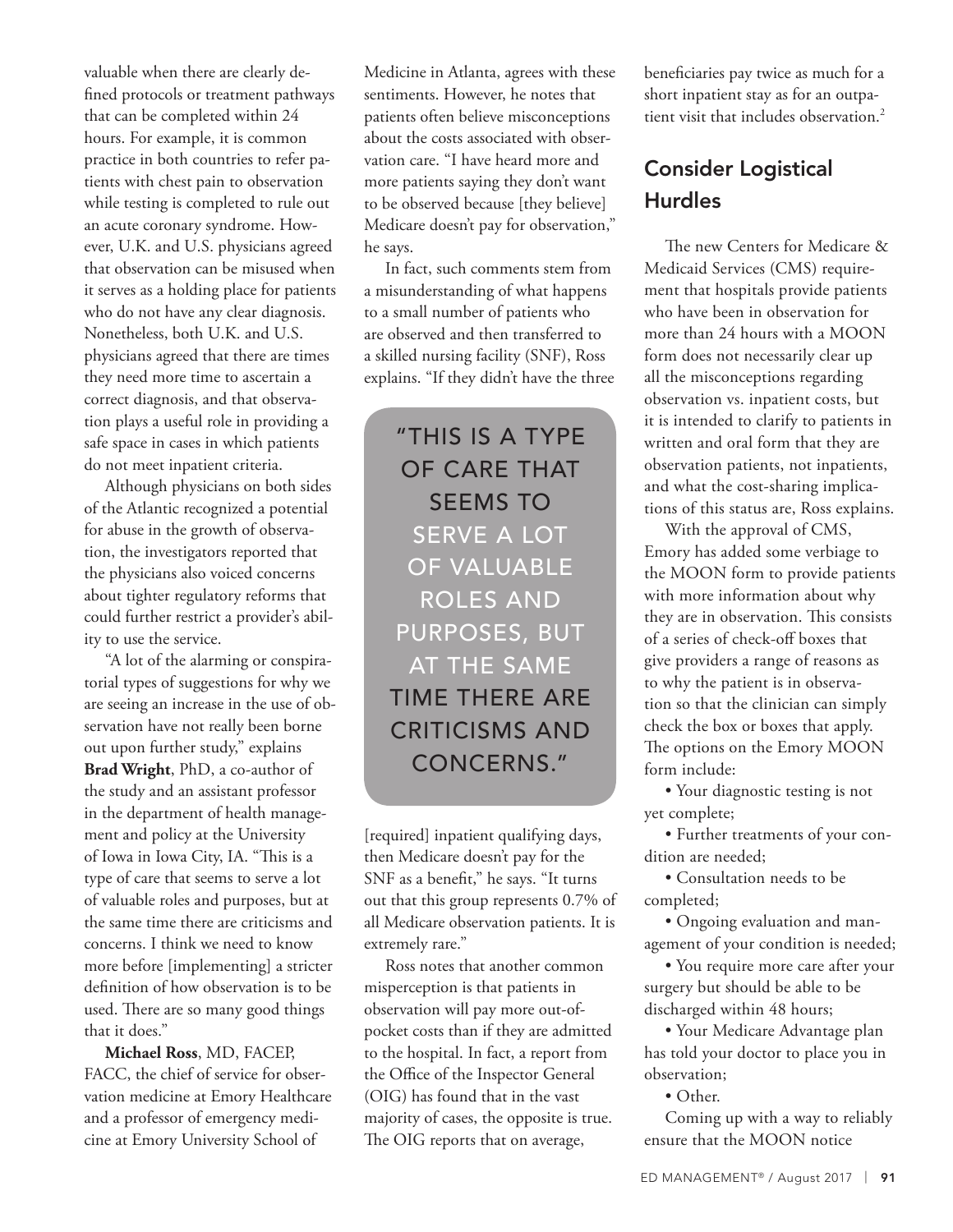valuable when there are clearly defined protocols or treatment pathways that can be completed within 24 hours. For example, it is common practice in both countries to refer patients with chest pain to observation while testing is completed to rule out an acute coronary syndrome. However, U.K. and U.S. physicians agreed that observation can be misused when it serves as a holding place for patients who do not have any clear diagnosis. Nonetheless, both U.K. and U.S. physicians agreed that there are times they need more time to ascertain a correct diagnosis, and that observation plays a useful role in providing a safe space in cases in which patients do not meet inpatient criteria.

Although physicians on both sides of the Atlantic recognized a potential for abuse in the growth of observation, the investigators reported that the physicians also voiced concerns about tighter regulatory reforms that could further restrict a provider's ability to use the service.

"A lot of the alarming or conspiratorial types of suggestions for why we are seeing an increase in the use of observation have not really been borne out upon further study," explains **Brad Wright**, PhD, a co-author of the study and an assistant professor in the department of health management and policy at the University of Iowa in Iowa City, IA. "This is a type of care that seems to serve a lot of valuable roles and purposes, but at the same time there are criticisms and concerns. I think we need to know more before [implementing] a stricter definition of how observation is to be used. There are so many good things that it does."

**Michael Ross**, MD, FACEP, FACC, the chief of service for observation medicine at Emory Healthcare and a professor of emergency medicine at Emory University School of Medicine in Atlanta, agrees with these sentiments. However, he notes that patients often believe misconceptions about the costs associated with observation care. "I have heard more and more patients saying they don't want to be observed because [they believe] Medicare doesn't pay for observation," he says.

In fact, such comments stem from a misunderstanding of what happens to a small number of patients who are observed and then transferred to a skilled nursing facility (SNF), Ross explains. "If they didn't have the three [required] inpatient qualifying days, then Medicare doesn't pay for the SNF as a benefit," he says. "It turns out that this group represents 0.7% of all Medicare observation patients. It is extremely rare."

> "THIS IS A TYPE OF CARE THAT SEEMS TO SERVE A LOT OF VALUABLE ROLES AND PURPOSES, BUT AT THE SAME TIME THERE ARE CRITICISMS AND CONCERNS."

Ross notes that another common misperception is that patients in observation will pay more out-of-pocket costs than if they are admitted to the hospital. In fact, a report from the Office of the Inspector General (OIG) has found that in the vast majority of cases, the opposite is true. The OIG reports that on average, beneficiaries pay twice as much for a short inpatient stay as for an outpatient visit that includes observation.[2]

## Consider Logistical Hurdles

The new Centers for Medicare & Medicaid Services (CMS) requirement that hospitals provide patients who have been in observation for more than 24 hours with a MOON form does not necessarily clear up all the misconceptions regarding observation vs. inpatient costs, but it is intended to clarify to patients in written and oral form that they are observation patients, not inpatients, and what the cost-sharing implications of this status are, Ross explains.

With the approval of CMS, Emory has added some verbiage to the MOON form to provide patients with more information about why they are in observation. This consists of a series of check-off boxes that give providers a range of reasons as to why the patient is in observation so that the clinician can simply check the box or boxes that apply. The options on the Emory MOON form include:

- Your diagnostic testing is not yet complete;
- Further treatments of your condition are needed;
- Consultation needs to be completed;
- Ongoing evaluation and management of your condition is needed;
- You require more care after your surgery but should be able to be discharged within 48 hours;
- Your Medicare Advantage plan has told your doctor to place you in observation;
- Other.

Coming up with a way to reliably ensure that the MOON notice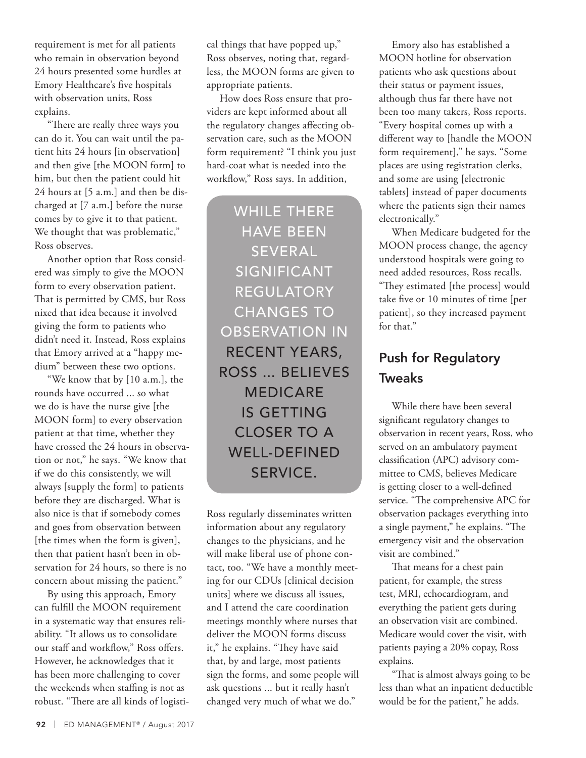requirement is met for all patients who remain in observation beyond 24 hours presented some hurdles at Emory Healthcare's five hospitals with observation units, Ross explains.

"There are really three ways you can do it. You can wait until the patient hits 24 hours [in observation] and then give [the MOON form] to him, but then the patient could hit 24 hours at [5 a.m.] and then be discharged at [7 a.m.] before the nurse comes by to give it to that patient. We thought that was problematic," Ross observes.

Another option that Ross considered was simply to give the MOON form to every observation patient. That is permitted by CMS, but Ross nixed that idea because it involved giving the form to patients who didn't need it. Instead, Ross explains that Emory arrived at a "happy medium" between these two options.

"We know that by [10 a.m.], the rounds have occurred ... so what we do is have the nurse give [the MOON form] to every observation patient at that time, whether they have crossed the 24 hours in observation or not," he says. "We know that if we do this consistently, we will always [supply the form] to patients before they are discharged. What is also nice is that if somebody comes and goes from observation between [the times when the form is given], then that patient hasn't been in observation for 24 hours, so there is no concern about missing the patient."

By using this approach, Emory can fulfill the MOON requirement in a systematic way that ensures reliability. "It allows us to consolidate our staff and workflow," Ross offers. However, he acknowledges that it has been more challenging to cover the weekends when staffing is not as robust. "There are all kinds of logistical things that have popped up," Ross observes, noting that, regardless, the MOON forms are given to appropriate patients.

How does Ross ensure that providers are kept informed about all the regulatory changes affecting observation care, such as the MOON form requirement? "I think you just hard-coat what is needed into the workflow," Ross says. In addition, Ross regularly disseminates written information about any regulatory changes to the physicians, and he will make liberal use of phone contact, too. "We have a monthly meeting for our CDUs [clinical decision units] where we discuss all issues, and I attend the care coordination meetings monthly where nurses that deliver the MOON forms discuss it," he explains. "They have said that, by and large, most patients sign the forms, and some people will ask questions ... but it really hasn't changed very much of what we do."

> WHILE THERE HAVE BEEN SEVERAL SIGNIFICANT REGULATORY CHANGES TO OBSERVATION IN RECENT YEARS, ROSS ... BELIEVES MEDICARE IS GETTING CLOSER TO A WELL-DEFINED SERVICE.

Emory also has established a MOON hotline for observation patients who ask questions about their status or payment issues, although thus far there have not been too many takers, Ross reports. "Every hospital comes up with a different way to [handle the MOON form requirement]," he says. "Some places are using registration clerks, and some are using [electronic tablets] instead of paper documents where the patients sign their names electronically."

When Medicare budgeted for the MOON process change, the agency understood hospitals were going to need added resources, Ross recalls. "They estimated [the process] would take five or 10 minutes of time [per patient], so they increased payment for that."

## Push for Regulatory Tweaks

While there have been several significant regulatory changes to observation in recent years, Ross, who served on an ambulatory payment classification (APC) advisory committee to CMS, believes Medicare is getting closer to a well-defined service. "The comprehensive APC for observation packages everything into a single payment," he explains. "The emergency visit and the observation visit are combined."

That means for a chest pain patient, for example, the stress test, MRI, echocardiogram, and everything the patient gets during an observation visit are combined. Medicare would cover the visit, with patients paying a 20% copay, Ross explains.

"That is almost always going to be less than what an inpatient deductible would be for the patient," he adds.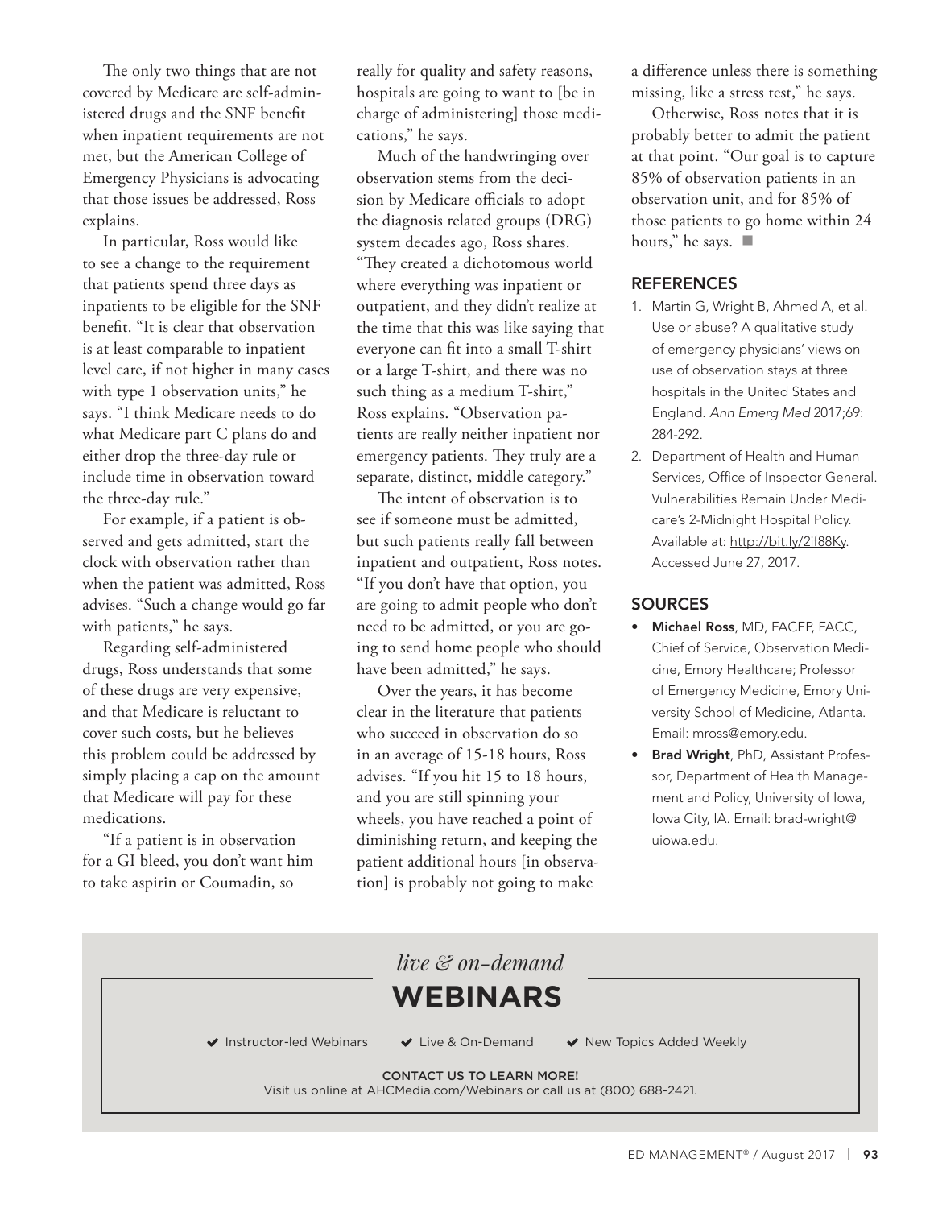The only two things that are not covered by Medicare are self-administered drugs and the SNF benefit when inpatient requirements are not met, but the American College of Emergency Physicians is advocating that those issues be addressed, Ross explains.

In particular, Ross would like to see a change to the requirement that patients spend three days as inpatients to be eligible for the SNF benefit. "It is clear that observation is at least comparable to inpatient level care, if not higher in many cases with type 1 observation units," he says. "I think Medicare needs to do what Medicare part C plans do and either drop the three-day rule or include time in observation toward the three-day rule."

For example, if a patient is observed and gets admitted, start the clock with observation rather than when the patient was admitted, Ross advises. "Such a change would go far with patients," he says.

Regarding self-administered drugs, Ross understands that some of these drugs are very expensive, and that Medicare is reluctant to cover such costs, but he believes this problem could be addressed by simply placing a cap on the amount that Medicare will pay for these medications.

"If a patient is in observation for a GI bleed, you don't want him to take aspirin or Coumadin, so really for quality and safety reasons, hospitals are going to want to [be in charge of administering] those medications," he says.

Much of the handwringing over observation stems from the decision by Medicare officials to adopt the diagnosis related groups (DRG) system decades ago, Ross shares. "They created a dichotomous world where everything was inpatient or outpatient, and they didn't realize at the time that this was like saying that everyone can fit into a small T-shirt or a large T-shirt, and there was no such thing as a medium T-shirt," Ross explains. "Observation patients are really neither inpatient nor emergency patients. They truly are a separate, distinct, middle category."

The intent of observation is to see if someone must be admitted, but such patients really fall between inpatient and outpatient, Ross notes. "If you don't have that option, you are going to admit people who don't need to be admitted, or you are going to send home people who should have been admitted," he says.

Over the years, it has become clear in the literature that patients who succeed in observation do so in an average of 15-18 hours, Ross advises. "If you hit 15 to 18 hours, and you are still spinning your wheels, you have reached a point of diminishing return, and keeping the patient additional hours [in observation] is probably not going to make a difference unless there is something missing, like a stress test," he says.

Otherwise, Ross notes that it is probably better to admit the patient at that point. "Our goal is to capture 85% of observation patients in an observation unit, and for 85% of those patients to go home within 24 hours," he says. ■

## REFERENCES

1. Martin G, Wright B, Ahmed A, et al. Use or abuse? A qualitative study of emergency physicians' views on use of observation stays at three hospitals in the United States and England. *Ann Emerg Med* 2017;69: 284-292.
2. Department of Health and Human Services, Office of Inspector General. Vulnerabilities Remain Under Medicare's 2-Midnight Hospital Policy. Available at: http://bit.ly/2if88Ky. Accessed June 27, 2017.

## SOURCES

- **Michael Ross**, MD, FACEP, FACC, Chief of Service, Observation Medicine, Emory Healthcare; Professor of Emergency Medicine, Emory University School of Medicine, Atlanta. Email: mross@emory.edu.
- **Brad Wright**, PhD, Assistant Professor, Department of Health Management and Policy, University of Iowa, Iowa City, IA. Email: brad-wright@uiowa.edu.

*live & on-demand*

**WEBINARS**

✔ Instructor-led Webinars ✔ Live & On-Demand ✔ New Topics Added Weekly

CONTACT US TO LEARN MORE!

Visit us online at AHCMedia.com/Webinars or call us at (800) 688-2421.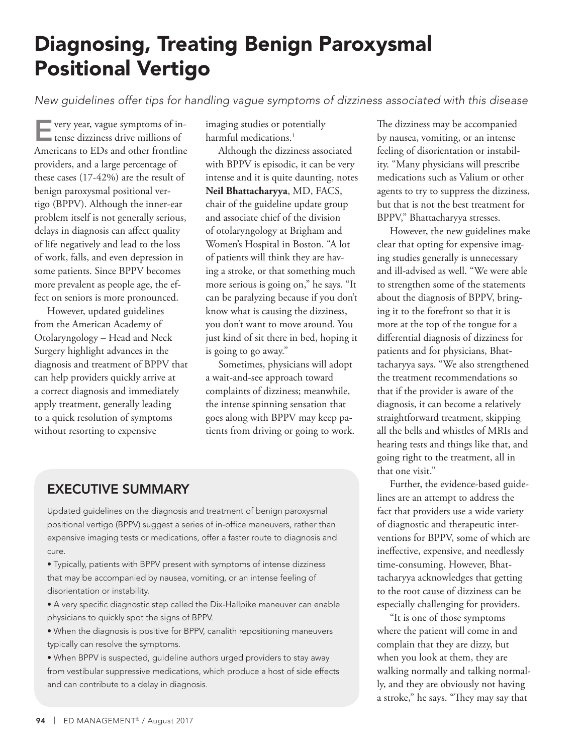# Diagnosing, Treating Benign Paroxysmal Positional Vertigo

*New guidelines offer tips for handling vague symptoms of dizziness associated with this disease*

Every year, vague symptoms of intense dizziness drive millions of Americans to EDs and other frontline providers, and a large percentage of these cases (17-42%) are the result of benign paroxysmal positional vertigo (BPPV). Although the inner-ear problem itself is not generally serious, delays in diagnosis can affect quality of life negatively and lead to the loss of work, falls, and even depression in some patients. Since BPPV becomes more prevalent as people age, the effect on seniors is more pronounced.

However, updated guidelines from the American Academy of Otolaryngology – Head and Neck Surgery highlight advances in the diagnosis and treatment of BPPV that can help providers quickly arrive at a correct diagnosis and immediately apply treatment, generally leading to a quick resolution of symptoms without resorting to expensive imaging studies or potentially harmful medications.[1]

Although the dizziness associated with BPPV is episodic, it can be very intense and it is quite daunting, notes **Neil Bhattacharyya**, MD, FACS, chair of the guideline update group and associate chief of the division of otolaryngology at Brigham and Women's Hospital in Boston. "A lot of patients will think they are having a stroke, or that something much more serious is going on," he says. "It can be paralyzing because if you don't know what is causing the dizziness, you don't want to move around. You just kind of sit there in bed, hoping it is going to go away."

Sometimes, physicians will adopt a wait-and-see approach toward complaints of dizziness; meanwhile, the intense spinning sensation that goes along with BPPV may keep patients from driving or going to work. The dizziness may be accompanied by nausea, vomiting, or an intense feeling of disorientation or instability. "Many physicians will prescribe medications such as Valium or other agents to try to suppress the dizziness, but that is not the best treatment for BPPV," Bhattacharyya stresses.

However, the new guidelines make clear that opting for expensive imaging studies generally is unnecessary and ill-advised as well. "We were able to strengthen some of the statements about the diagnosis of BPPV, bringing it to the forefront so that it is more at the top of the tongue for a differential diagnosis of dizziness for patients and for physicians, Bhattacharyya says. "We also strengthened the treatment recommendations so that if the provider is aware of the diagnosis, it can become a relatively straightforward treatment, skipping all the bells and whistles of MRIs and hearing tests and things like that, and going right to the treatment, all in that one visit."

Further, the evidence-based guidelines are an attempt to address the fact that providers use a wide variety of diagnostic and therapeutic interventions for BPPV, some of which are ineffective, expensive, and needlessly time-consuming. However, Bhattacharyya acknowledges that getting to the root cause of dizziness can be especially challenging for providers.

"It is one of those symptoms where the patient will come in and complain that they are dizzy, but when you look at them, they are walking normally and talking normally, and they are obviously not having a stroke," he says. "They may say that

## EXECUTIVE SUMMARY

Updated guidelines on the diagnosis and treatment of benign paroxysmal positional vertigo (BPPV) suggest a series of in-office maneuvers, rather than expensive imaging tests or medications, offer a faster route to diagnosis and cure.

- Typically, patients with BPPV present with symptoms of intense dizziness that may be accompanied by nausea, vomiting, or an intense feeling of disorientation or instability.
- A very specific diagnostic step called the Dix-Hallpike maneuver can enable physicians to quickly spot the signs of BPPV.
- When the diagnosis is positive for BPPV, canalith repositioning maneuvers typically can resolve the symptoms.
- When BPPV is suspected, guideline authors urged providers to stay away from vestibular suppressive medications, which produce a host of side effects and can contribute to a delay in diagnosis.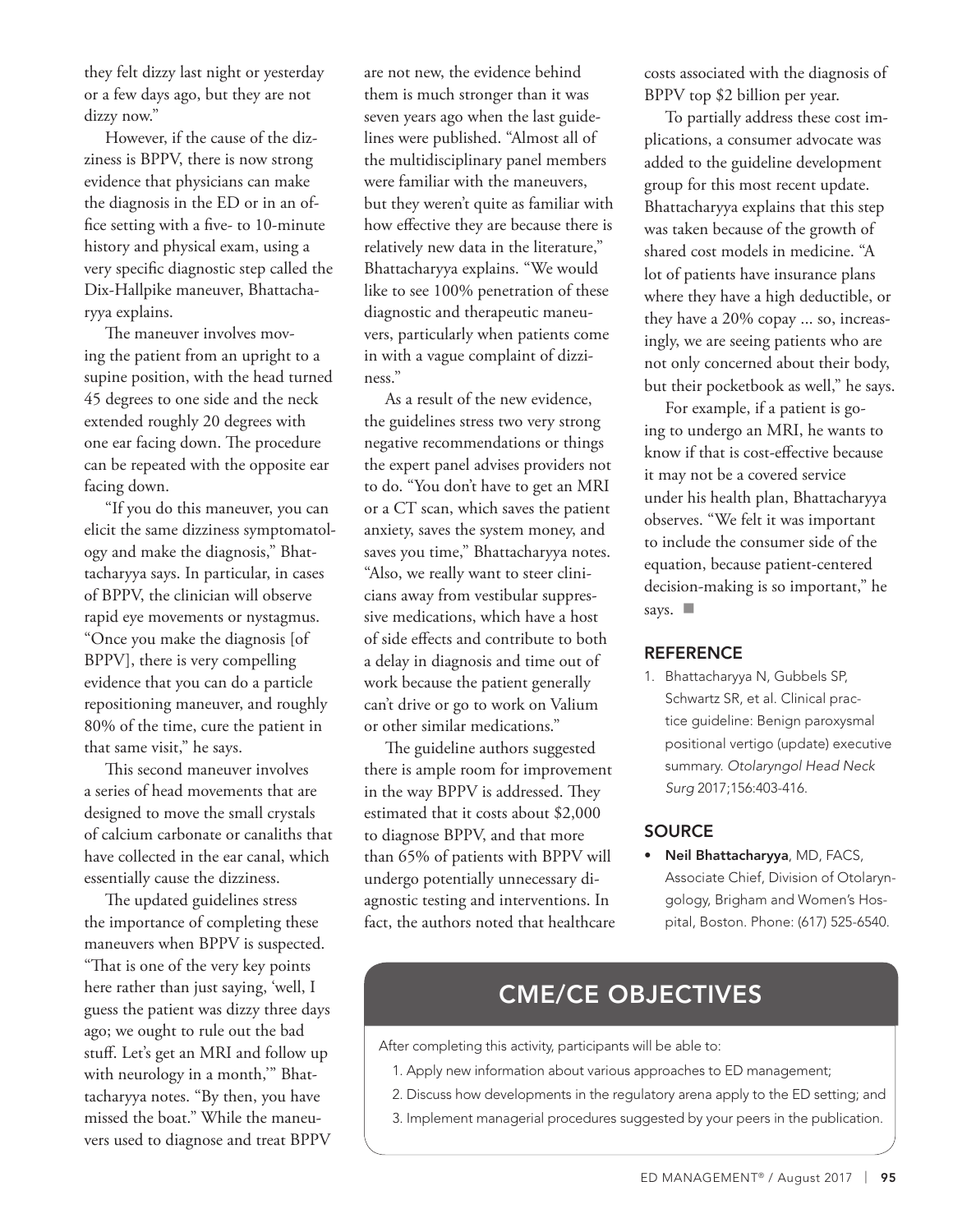they felt dizzy last night or yesterday or a few days ago, but they are not dizzy now."

However, if the cause of the dizziness is BPPV, there is now strong evidence that physicians can make the diagnosis in the ED or in an office setting with a five- to 10-minute history and physical exam, using a very specific diagnostic step called the Dix-Hallpike maneuver, Bhattacharyya explains.

The maneuver involves moving the patient from an upright to a supine position, with the head turned 45 degrees to one side and the neck extended roughly 20 degrees with one ear facing down. The procedure can be repeated with the opposite ear facing down.

"If you do this maneuver, you can elicit the same dizziness symptomatology and make the diagnosis," Bhattacharyya says. In particular, in cases of BPPV, the clinician will observe rapid eye movements or nystagmus. "Once you make the diagnosis [of BPPV], there is very compelling evidence that you can do a particle repositioning maneuver, and roughly 80% of the time, cure the patient in that same visit," he says.

This second maneuver involves a series of head movements that are designed to move the small crystals of calcium carbonate or canaliths that have collected in the ear canal, which essentially cause the dizziness.

The updated guidelines stress the importance of completing these maneuvers when BPPV is suspected. "That is one of the very key points here rather than just saying, 'well, I guess the patient was dizzy three days ago; we ought to rule out the bad stuff. Let's get an MRI and follow up with neurology in a month,'" Bhattacharyya notes. "By then, you have missed the boat." While the maneuvers used to diagnose and treat BPPV are not new, the evidence behind them is much stronger than it was seven years ago when the last guidelines were published. "Almost all of the multidisciplinary panel members were familiar with the maneuvers, but they weren't quite as familiar with how effective they are because there is relatively new data in the literature," Bhattacharyya explains. "We would like to see 100% penetration of these diagnostic and therapeutic maneuvers, particularly when patients come in with a vague complaint of dizziness."

As a result of the new evidence, the guidelines stress two very strong negative recommendations or things the expert panel advises providers not to do. "You don't have to get an MRI or a CT scan, which saves the patient anxiety, saves the system money, and saves you time," Bhattacharyya notes. "Also, we really want to steer clinicians away from vestibular suppressive medications, which have a host of side effects and contribute to both a delay in diagnosis and time out of work because the patient generally can't drive or go to work on Valium or other similar medications."

The guideline authors suggested there is ample room for improvement in the way BPPV is addressed. They estimated that it costs about $2,000 to diagnose BPPV, and that more than 65% of patients with BPPV will undergo potentially unnecessary diagnostic testing and interventions. In fact, the authors noted that healthcare costs associated with the diagnosis of BPPV top $2 billion per year.

To partially address these cost implications, a consumer advocate was added to the guideline development group for this most recent update. Bhattacharyya explains that this step was taken because of the growth of shared cost models in medicine. "A lot of patients have insurance plans where they have a high deductible, or they have a 20% copay ... so, increasingly, we are seeing patients who are not only concerned about their body, but their pocketbook as well," he says.

For example, if a patient is going to undergo an MRI, he wants to know if that is cost-effective because it may not be a covered service under his health plan, Bhattacharyya observes. "We felt it was important to include the consumer side of the equation, because patient-centered decision-making is so important," he says. ■

## REFERENCE

1. Bhattacharyya N, Gubbels SP, Schwartz SR, et al. Clinical practice guideline: Benign paroxysmal positional vertigo (update) executive summary. *Otolaryngol Head Neck Surg* 2017;156:403-416.

## SOURCE

- **Neil Bhattacharyya**, MD, FACS, Associate Chief, Division of Otolaryngology, Brigham and Women's Hospital, Boston. Phone: (617) 525-6540.

## CME/CE OBJECTIVES

After completing this activity, participants will be able to:

1. Apply new information about various approaches to ED management;
2. Discuss how developments in the regulatory arena apply to the ED setting; and
3. Implement managerial procedures suggested by your peers in the publication.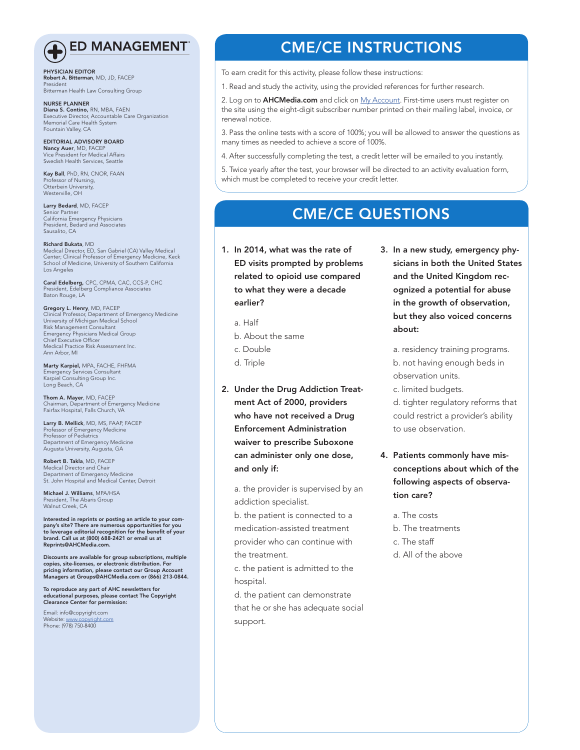# ED MANAGEMENT

**PHYSICIAN EDITOR**
**Robert A. Bitterman**, MD, JD, FACEP
President
Bitterman Health Law Consulting Group

**NURSE PLANNER**
**Diana S. Contino,** RN, MBA, FAEN
Executive Director, Accountable Care Organization
Memorial Care Health System
Fountain Valley, CA

**EDITORIAL ADVISORY BOARD**
**Nancy Auer**, MD, FACEP
Vice President for Medical Affairs
Swedish Health Services, Seattle

**Kay Ball**, PhD, RN, CNOR, FAAN
Professor of Nursing,
Otterbein University,
Westerville, OH

**Larry Bedard**, MD, FACEP
Senior Partner
California Emergency Physicians
President, Bedard and Associates
Sausalito, CA

**Richard Bukata**, MD
Medical Director, ED, San Gabriel (CA) Valley Medical Center; Clinical Professor of Emergency Medicine, Keck School of Medicine, University of Southern California
Los Angeles

**Caral Edelberg,** CPC, CPMA, CAC, CCS-P, CHC
President, Edelberg Compliance Associates
Baton Rouge, LA

**Gregory L. Henry**, MD, FACEP
Clinical Professor, Department of Emergency Medicine
University of Michigan Medical School
Risk Management Consultant
Emergency Physicians Medical Group
Chief Executive Officer
Medical Practice Risk Assessment Inc.
Ann Arbor, MI

**Marty Karpiel,** MPA, FACHE, FHFMA
Emergency Services Consultant
Karpiel Consulting Group Inc.
Long Beach, CA

**Thom A. Mayer**, MD, FACEP
Chairman, Department of Emergency Medicine
Fairfax Hospital, Falls Church, VA

**Larry B. Mellick**, MD, MS, FAAP, FACEP
Professor of Emergency Medicine
Professor of Pediatrics
Department of Emergency Medicine
Augusta University, Augusta, GA

**Robert B. Takla**, MD, FACEP
Medical Director and Chair
Department of Emergency Medicine
St. John Hospital and Medical Center, Detroit

**Michael J. Williams**, MPA/HSA
President, The Abaris Group
Walnut Creek, CA

**Interested in reprints or posting an article to your company's site? There are numerous opportunities for you to leverage editorial recognition for the benefit of your brand. Call us at (800) 688-2421 or email us at Reprints@AHCMedia.com.**

**Discounts are available for group subscriptions, multiple copies, site-licenses, or electronic distribution. For pricing information, please contact our Group Account Managers at Groups@AHCMedia.com or (866) 213-0844.**

**To reproduce any part of AHC newsletters for educational purposes, please contact The Copyright Clearance Center for permission:**

Email: info@copyright.com
Website: www.copyright.com
Phone: (978) 750-8400

## CME/CE INSTRUCTIONS

To earn credit for this activity, please follow these instructions:

1. Read and study the activity, using the provided references for further research.
2. Log on to **AHCMedia.com** and click on My Account. First-time users must register on the site using the eight-digit subscriber number printed on their mailing label, invoice, or renewal notice.
3. Pass the online tests with a score of 100%; you will be allowed to answer the questions as many times as needed to achieve a score of 100%.
4. After successfully completing the test, a credit letter will be emailed to you instantly.
5. Twice yearly after the test, your browser will be directed to an activity evaluation form, which must be completed to receive your credit letter.

## CME/CE QUESTIONS

**1. In 2014, what was the rate of ED visits prompted by problems related to opioid use compared to what they were a decade earlier?**

a. Half
b. About the same
c. Double
d. Triple

**2. Under the Drug Addiction Treatment Act of 2000, providers who have not received a Drug Enforcement Administration waiver to prescribe Suboxone can administer only one dose, and only if:**

a. the provider is supervised by an addiction specialist.
b. the patient is connected to a medication-assisted treatment provider who can continue with the treatment.
c. the patient is admitted to the hospital.
d. the patient can demonstrate that he or she has adequate social support.

**3. In a new study, emergency physicians in both the United States and the United Kingdom recognized a potential for abuse in the growth of observation, but they also voiced concerns about:**

a. residency training programs.
b. not having enough beds in observation units.
c. limited budgets.
d. tighter regulatory reforms that could restrict a provider's ability to use observation.

**4. Patients commonly have misconceptions about which of the following aspects of observation care?**

a. The costs
b. The treatments
c. The staff
d. All of the above